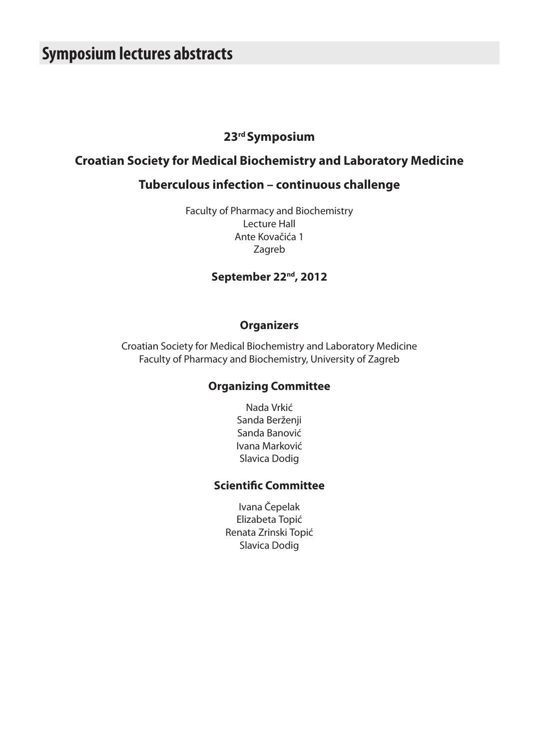# Symposium lectures abstracts

**23rd Symposium**

**Croatian Society for Medical Biochemistry and Laboratory Medicine**

**Tuberculous infection – continuous challenge**

Faculty of Pharmacy and Biochemistry
Lecture Hall
Ante Kovačića 1
Zagreb

**September 22nd, 2012**

## Organizers

Croatian Society for Medical Biochemistry and Laboratory Medicine
Faculty of Pharmacy and Biochemistry, University of Zagreb

## Organizing Committee

Nada Vrkić
Sanda Berženji
Sanda Banović
Ivana Marković
Slavica Dodig

## Scientific Committee

Ivana Čepelak
Elizabeta Topić
Renata Zrinski Topić
Slavica Dodig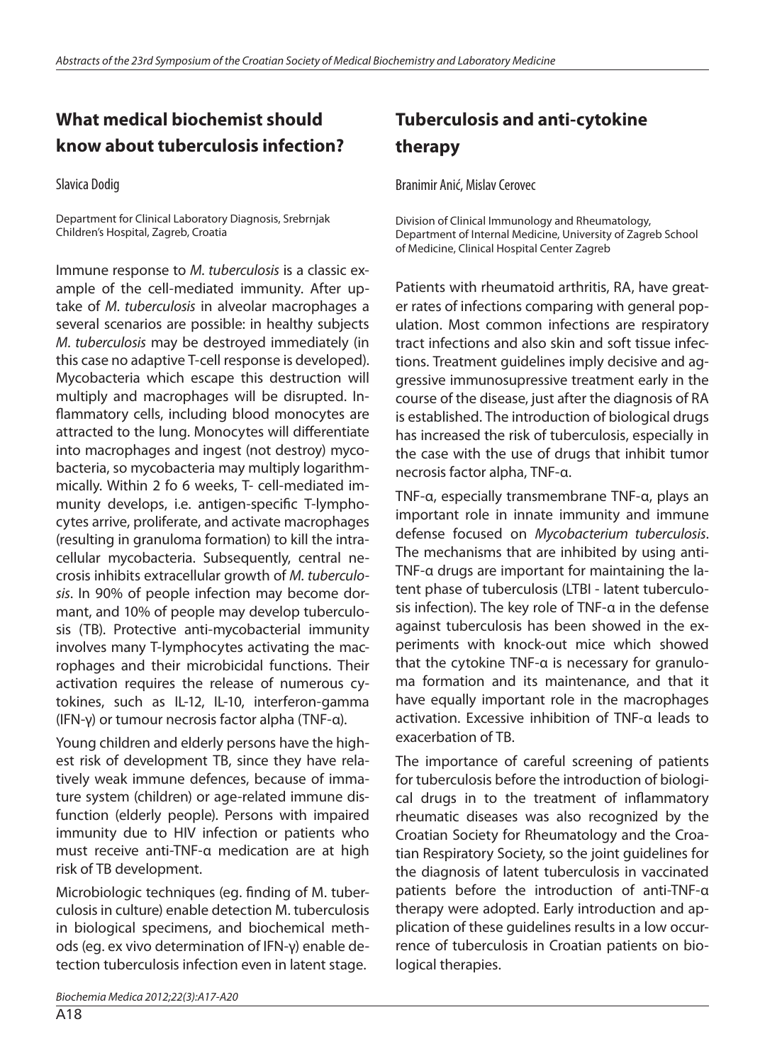## What medical biochemist should know about tuberculosis infection?

Slavica Dodig

Department for Clinical Laboratory Diagnosis, Srebrnjak Children's Hospital, Zagreb, Croatia

Immune response to *M. tuberculosis* is a classic example of the cell-mediated immunity. After uptake of *M. tuberculosis* in alveolar macrophages a several scenarios are possible: in healthy subjects *M. tuberculosis* may be destroyed immediately (in this case no adaptive T-cell response is developed). Mycobacteria which escape this destruction will multiply and macrophages will be disrupted. Inflammatory cells, including blood monocytes are attracted to the lung. Monocytes will differentiate into macrophages and ingest (not destroy) mycobacteria, so mycobacteria may multiply logarithmmically. Within 2 fo 6 weeks, T- cell-mediated immunity develops, i.e. antigen-specific T-lymphocytes arrive, proliferate, and activate macrophages (resulting in granuloma formation) to kill the intracellular mycobacteria. Subsequently, central necrosis inhibits extracellular growth of *M. tuberculosis*. In 90% of people infection may become dormant, and 10% of people may develop tuberculosis (TB). Protective anti-mycobacterial immunity involves many T-lymphocytes activating the macrophages and their microbicidal functions. Their activation requires the release of numerous cytokines, such as IL-12, IL-10, interferon-gamma (IFN-γ) or tumour necrosis factor alpha (TNF-α).

Young children and elderly persons have the highest risk of development TB, since they have relatively weak immune defences, because of immature system (children) or age-related immune disfunction (elderly people). Persons with impaired immunity due to HIV infection or patients who must receive anti-TNF-α medication are at high risk of TB development.

Microbiologic techniques (eg. finding of M. tuberculosis in culture) enable detection M. tuberculosis in biological specimens, and biochemical methods (eg. ex vivo determination of IFN-γ) enable detection tuberculosis infection even in latent stage.

## Tuberculosis and anti-cytokine therapy

Branimir Anić, Mislav Cerovec

Division of Clinical Immunology and Rheumatology, Department of Internal Medicine, University of Zagreb School of Medicine, Clinical Hospital Center Zagreb

Patients with rheumatoid arthritis, RA, have greater rates of infections comparing with general population. Most common infections are respiratory tract infections and also skin and soft tissue infections. Treatment guidelines imply decisive and aggressive immunosupressive treatment early in the course of the disease, just after the diagnosis of RA is established. The introduction of biological drugs has increased the risk of tuberculosis, especially in the case with the use of drugs that inhibit tumor necrosis factor alpha, TNF-α.

TNF-α, especially transmembrane TNF-α, plays an important role in innate immunity and immune defense focused on *Mycobacterium tuberculosis*. The mechanisms that are inhibited by using anti-TNF-α drugs are important for maintaining the latent phase of tuberculosis (LTBI - latent tuberculosis infection). The key role of TNF-α in the defense against tuberculosis has been showed in the experiments with knock-out mice which showed that the cytokine TNF-α is necessary for granuloma formation and its maintenance, and that it have equally important role in the macrophages activation. Excessive inhibition of TNF-α leads to exacerbation of TB.

The importance of careful screening of patients for tuberculosis before the introduction of biological drugs in to the treatment of inflammatory rheumatic diseases was also recognized by the Croatian Society for Rheumatology and the Croatian Respiratory Society, so the joint guidelines for the diagnosis of latent tuberculosis in vaccinated patients before the introduction of anti-TNF-α therapy were adopted. Early introduction and application of these guidelines results in a low occurrence of tuberculosis in Croatian patients on biological therapies.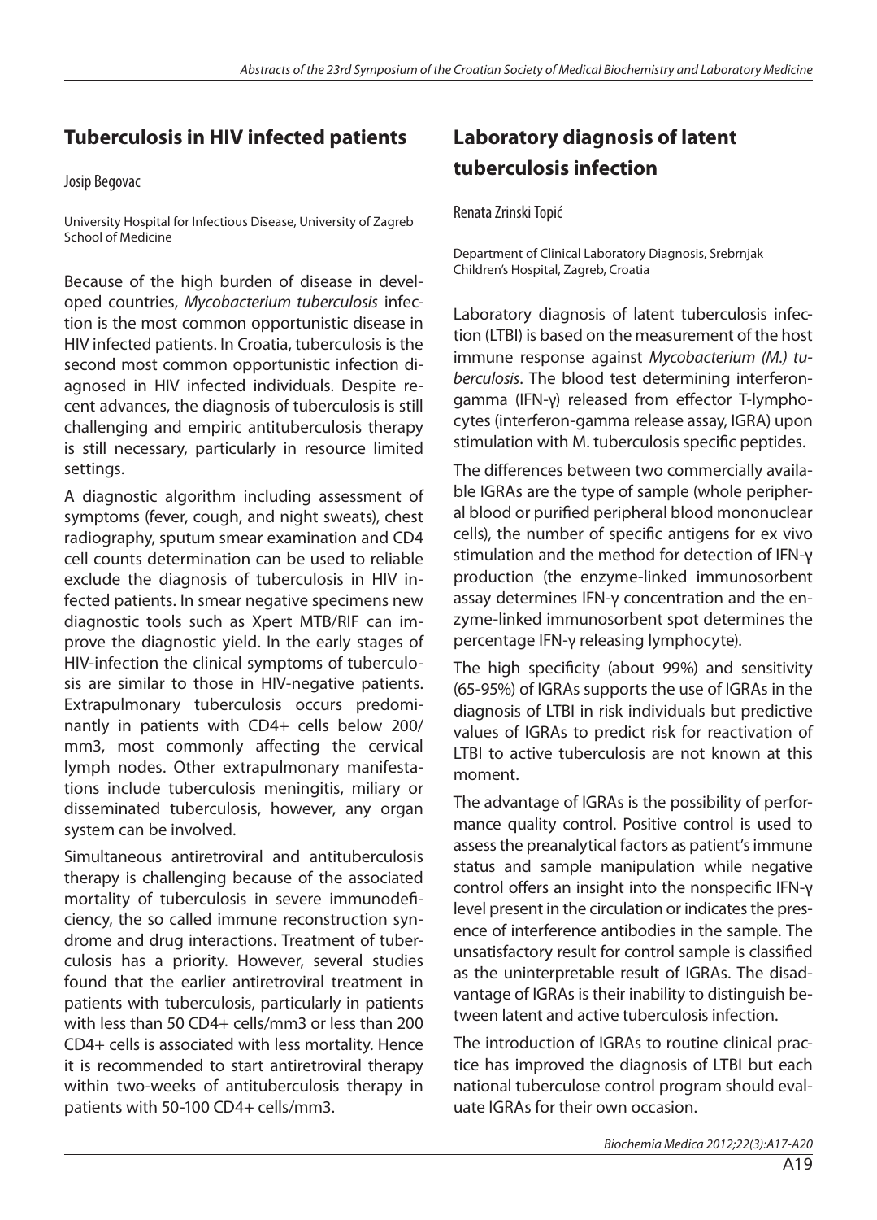## Tuberculosis in HIV infected patients

Josip Begovac

University Hospital for Infectious Disease, University of Zagreb School of Medicine

Because of the high burden of disease in developed countries, *Mycobacterium tuberculosis* infection is the most common opportunistic disease in HIV infected patients. In Croatia, tuberculosis is the second most common opportunistic infection diagnosed in HIV infected individuals. Despite recent advances, the diagnosis of tuberculosis is still challenging and empiric antituberculosis therapy is still necessary, particularly in resource limited settings.

A diagnostic algorithm including assessment of symptoms (fever, cough, and night sweats), chest radiography, sputum smear examination and CD4 cell counts determination can be used to reliable exclude the diagnosis of tuberculosis in HIV infected patients. In smear negative specimens new diagnostic tools such as Xpert MTB/RIF can improve the diagnostic yield. In the early stages of HIV-infection the clinical symptoms of tuberculosis are similar to those in HIV-negative patients. Extrapulmonary tuberculosis occurs predominantly in patients with CD4+ cells below 200/mm3, most commonly affecting the cervical lymph nodes. Other extrapulmonary manifestations include tuberculosis meningitis, miliary or disseminated tuberculosis, however, any organ system can be involved.

Simultaneous antiretroviral and antituberculosis therapy is challenging because of the associated mortality of tuberculosis in severe immunodeficiency, the so called immune reconstruction syndrome and drug interactions. Treatment of tuberculosis has a priority. However, several studies found that the earlier antiretroviral treatment in patients with tuberculosis, particularly in patients with less than 50 CD4+ cells/mm3 or less than 200 CD4+ cells is associated with less mortality. Hence it is recommended to start antiretroviral therapy within two-weeks of antituberculosis therapy in patients with 50-100 CD4+ cells/mm3.

## Laboratory diagnosis of latent tuberculosis infection

Renata Zrinski Topić

Department of Clinical Laboratory Diagnosis, Srebrnjak Children's Hospital, Zagreb, Croatia

Laboratory diagnosis of latent tuberculosis infection (LTBI) is based on the measurement of the host immune response against *Mycobacterium (M.) tuberculosis*. The blood test determining interferon-gamma (IFN-γ) released from effector T-lymphocytes (interferon-gamma release assay, IGRA) upon stimulation with M. tuberculosis specific peptides.

The differences between two commercially available IGRAs are the type of sample (whole peripheral blood or purified peripheral blood mononuclear cells), the number of specific antigens for ex vivo stimulation and the method for detection of IFN-γ production (the enzyme-linked immunosorbent assay determines IFN-γ concentration and the enzyme-linked immunosorbent spot determines the percentage IFN-γ releasing lymphocyte).

The high specificity (about 99%) and sensitivity (65-95%) of IGRAs supports the use of IGRAs in the diagnosis of LTBI in risk individuals but predictive values of IGRAs to predict risk for reactivation of LTBI to active tuberculosis are not known at this moment.

The advantage of IGRAs is the possibility of performance quality control. Positive control is used to assess the preanalytical factors as patient's immune status and sample manipulation while negative control offers an insight into the nonspecific IFN-γ level present in the circulation or indicates the presence of interference antibodies in the sample. The unsatisfactory result for control sample is classified as the uninterpretable result of IGRAs. The disadvantage of IGRAs is their inability to distinguish between latent and active tuberculosis infection.

The introduction of IGRAs to routine clinical practice has improved the diagnosis of LTBI but each national tuberculose control program should evaluate IGRAs for their own occasion.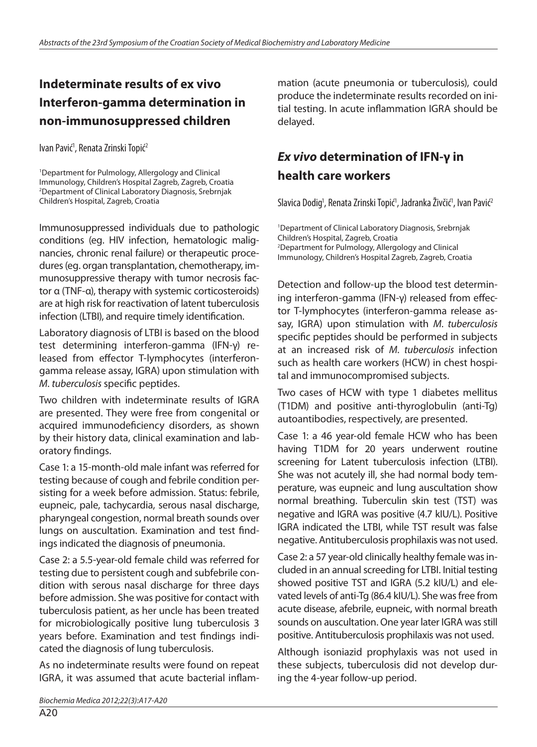## Indeterminate results of ex vivo Interferon-gamma determination in non-immunosuppressed children

Ivan Pavić[1], Renata Zrinski Topić[2]

[1]Department for Pulmology, Allergology and Clinical Immunology, Children's Hospital Zagreb, Zagreb, Croatia
[2]Department of Clinical Laboratory Diagnosis, Srebrnjak Children's Hospital, Zagreb, Croatia

Immunosuppressed individuals due to pathologic conditions (eg. HIV infection, hematologic malignancies, chronic renal failure) or therapeutic procedures (eg. organ transplantation, chemotherapy, immunosuppressive therapy with tumor necrosis factor α (TNF-α), therapy with systemic corticosteroids) are at high risk for reactivation of latent tuberculosis infection (LTBI), and require timely identification.

Laboratory diagnosis of LTBI is based on the blood test determining interferon-gamma (IFN-γ) released from effector T-lymphocytes (interferon-gamma release assay, IGRA) upon stimulation with *M. tuberculosis* specific peptides.

Two children with indeterminate results of IGRA are presented. They were free from congenital or acquired immunodeficiency disorders, as shown by their history data, clinical examination and laboratory findings.

Case 1: a 15-month-old male infant was referred for testing because of cough and febrile condition persisting for a week before admission. Status: febrile, eupneic, pale, tachycardia, serous nasal discharge, pharyngeal congestion, normal breath sounds over lungs on auscultation. Examination and test findings indicated the diagnosis of pneumonia.

Case 2: a 5.5-year-old female child was referred for testing due to persistent cough and subfebrile condition with serous nasal discharge for three days before admission. She was positive for contact with tuberculosis patient, as her uncle has been treated for microbiologically positive lung tuberculosis 3 years before. Examination and test findings indicated the diagnosis of lung tuberculosis.

As no indeterminate results were found on repeat IGRA, it was assumed that acute bacterial inflammation (acute pneumonia or tuberculosis), could produce the indeterminate results recorded on initial testing. In acute inflammation IGRA should be delayed.

## *Ex vivo* determination of IFN-γ in health care workers

Slavica Dodig[1], Renata Zrinski Topić[1], Jadranka Živčić[1], Ivan Pavić[2]

[1]Department of Clinical Laboratory Diagnosis, Srebrnjak Children's Hospital, Zagreb, Croatia
[2]Department for Pulmology, Allergology and Clinical Immunology, Children's Hospital Zagreb, Zagreb, Croatia

Detection and follow-up the blood test determining interferon-gamma (IFN-γ) released from effector T-lymphocytes (interferon-gamma release assay, IGRA) upon stimulation with *M. tuberculosis* specific peptides should be performed in subjects at an increased risk of *M. tuberculosis* infection such as health care workers (HCW) in chest hospital and immunocompromised subjects.

Two cases of HCW with type 1 diabetes mellitus (T1DM) and positive anti-thyroglobulin (anti-Tg) autoantibodies, respectively, are presented.

Case 1: a 46 year-old female HCW who has been having T1DM for 20 years underwent routine screening for Latent tuberculosis infection (LTBI). She was not acutely ill, she had normal body temperature, was eupneic and lung auscultation show normal breathing. Tuberculin skin test (TST) was negative and IGRA was positive (4.7 kIU/L). Positive IGRA indicated the LTBI, while TST result was false negative. Antituberculosis prophilaxis was not used.

Case 2: a 57 year-old clinically healthy female was included in an annual screeding for LTBI. Initial testing showed positive TST and IGRA (5.2 kIU/L) and elevated levels of anti-Tg (86.4 kIU/L). She was free from acute disease, afebrile, eupneic, with normal breath sounds on auscultation. One year later IGRA was still positive. Antituberculosis prophilaxis was not used.

Although isoniazid prophylaxis was not used in these subjects, tuberculosis did not develop during the 4-year follow-up period.